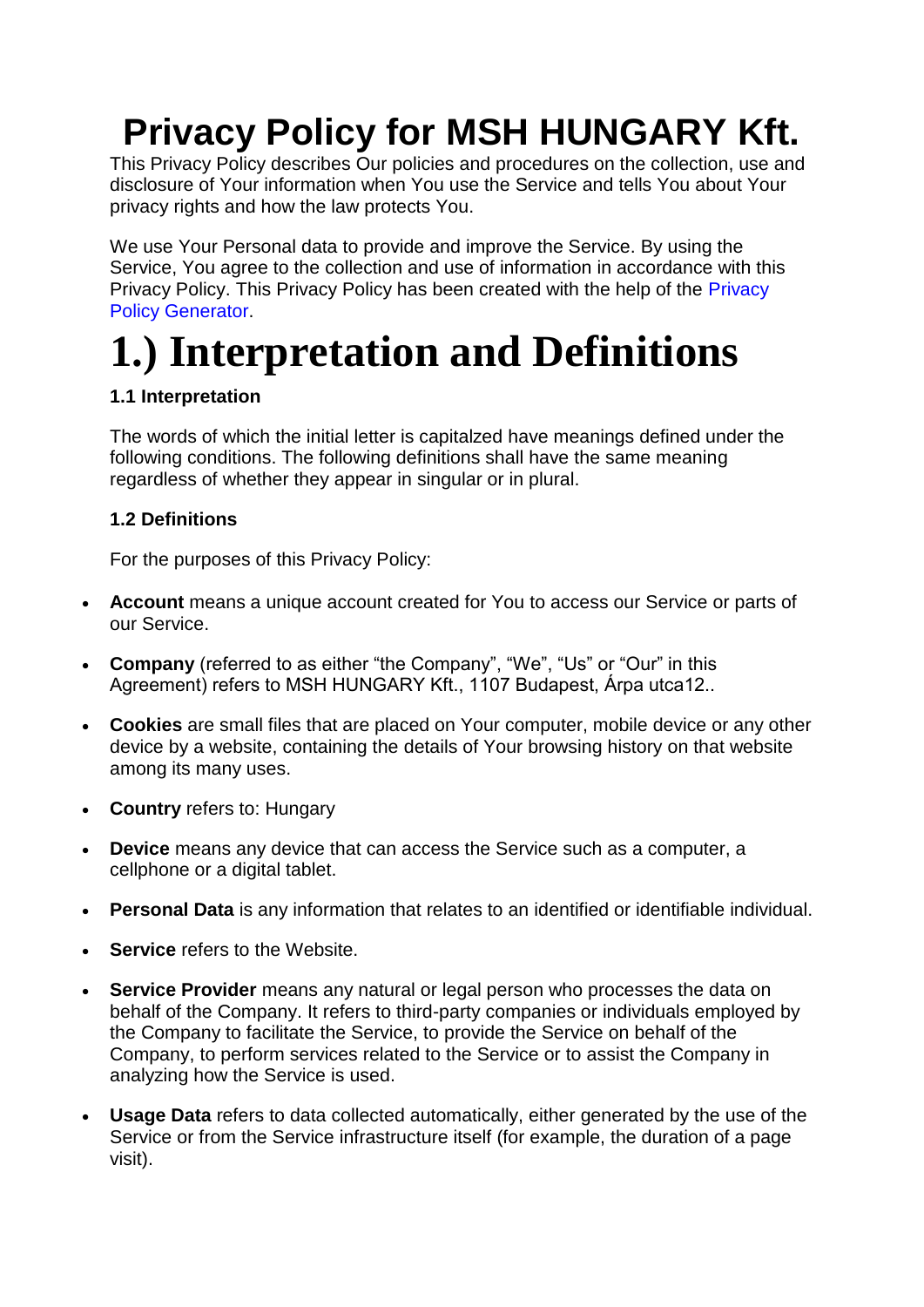# Privacy Policy for MSH HUNGARY Kft.

This Privacy Policy describes Our policies and procedures on the collection, use and disclosure of Your information when You use the Service and tells You about Your privacy rights and how the law protects You.

We use Your Personal data to provide and improve the Service. By using the Service, You agree to the collection and use of information in accordance with this Privacy Policy. This Privacy Policy has been created with the help of the Privacy Policy Generator.

# 1.) Interpretation and Definitions

### 1.1 Interpretation

The words of which the initial letter is capitalzed have meanings defined under the following conditions. The following definitions shall have the same meaning regardless of whether they appear in singular or in plural.

### 1.2 Definitions

For the purposes of this Privacy Policy:

- **Account** means a unique account created for You to access our Service or parts of our Service.
- **Company** (referred to as either "the Company", "We", "Us" or "Our" in this Agreement) refers to MSH HUNGARY Kft., 1107 Budapest, Árpa utca12..
- **Cookies** are small files that are placed on Your computer, mobile device or any other device by a website, containing the details of Your browsing history on that website among its many uses.
- **Country** refers to: Hungary
- **Device** means any device that can access the Service such as a computer, a cellphone or a digital tablet.
- **Personal Data** is any information that relates to an identified or identifiable individual.
- **Service** refers to the Website.
- **Service Provider** means any natural or legal person who processes the data on behalf of the Company. It refers to third-party companies or individuals employed by the Company to facilitate the Service, to provide the Service on behalf of the Company, to perform services related to the Service or to assist the Company in analyzing how the Service is used.
- **Usage Data** refers to data collected automatically, either generated by the use of the Service or from the Service infrastructure itself (for example, the duration of a page visit).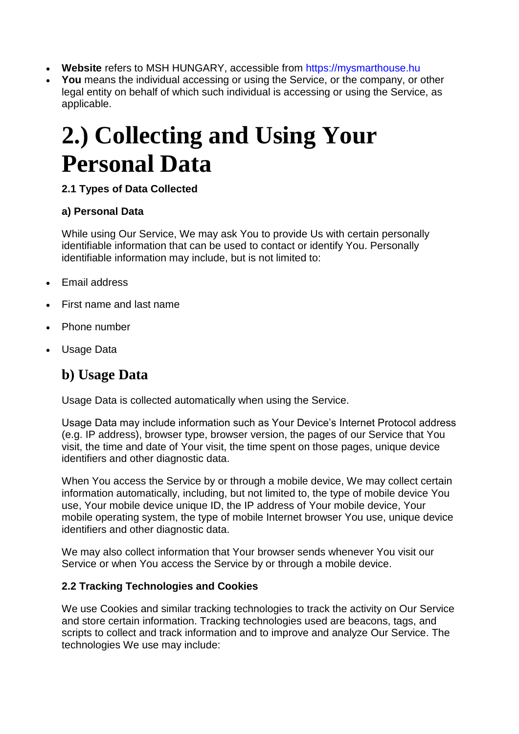- **Website** refers to MSH HUNGARY, accessible from https://mysmarthouse.hu
- **You** means the individual accessing or using the Service, or the company, or other legal entity on behalf of which such individual is accessing or using the Service, as applicable.

# 2.) Collecting and Using Your Personal Data

**2.1 Types of Data Collected**

**a) Personal Data**

While using Our Service, We may ask You to provide Us with certain personally identifiable information that can be used to contact or identify You. Personally identifiable information may include, but is not limited to:

- Email address
- First name and last name
- Phone number
- Usage Data

## b) Usage Data

Usage Data is collected automatically when using the Service.

Usage Data may include information such as Your Device's Internet Protocol address (e.g. IP address), browser type, browser version, the pages of our Service that You visit, the time and date of Your visit, the time spent on those pages, unique device identifiers and other diagnostic data.

When You access the Service by or through a mobile device, We may collect certain information automatically, including, but not limited to, the type of mobile device You use, Your mobile device unique ID, the IP address of Your mobile device, Your mobile operating system, the type of mobile Internet browser You use, unique device identifiers and other diagnostic data.

We may also collect information that Your browser sends whenever You visit our Service or when You access the Service by or through a mobile device.

**2.2 Tracking Technologies and Cookies**

We use Cookies and similar tracking technologies to track the activity on Our Service and store certain information. Tracking technologies used are beacons, tags, and scripts to collect and track information and to improve and analyze Our Service. The technologies We use may include: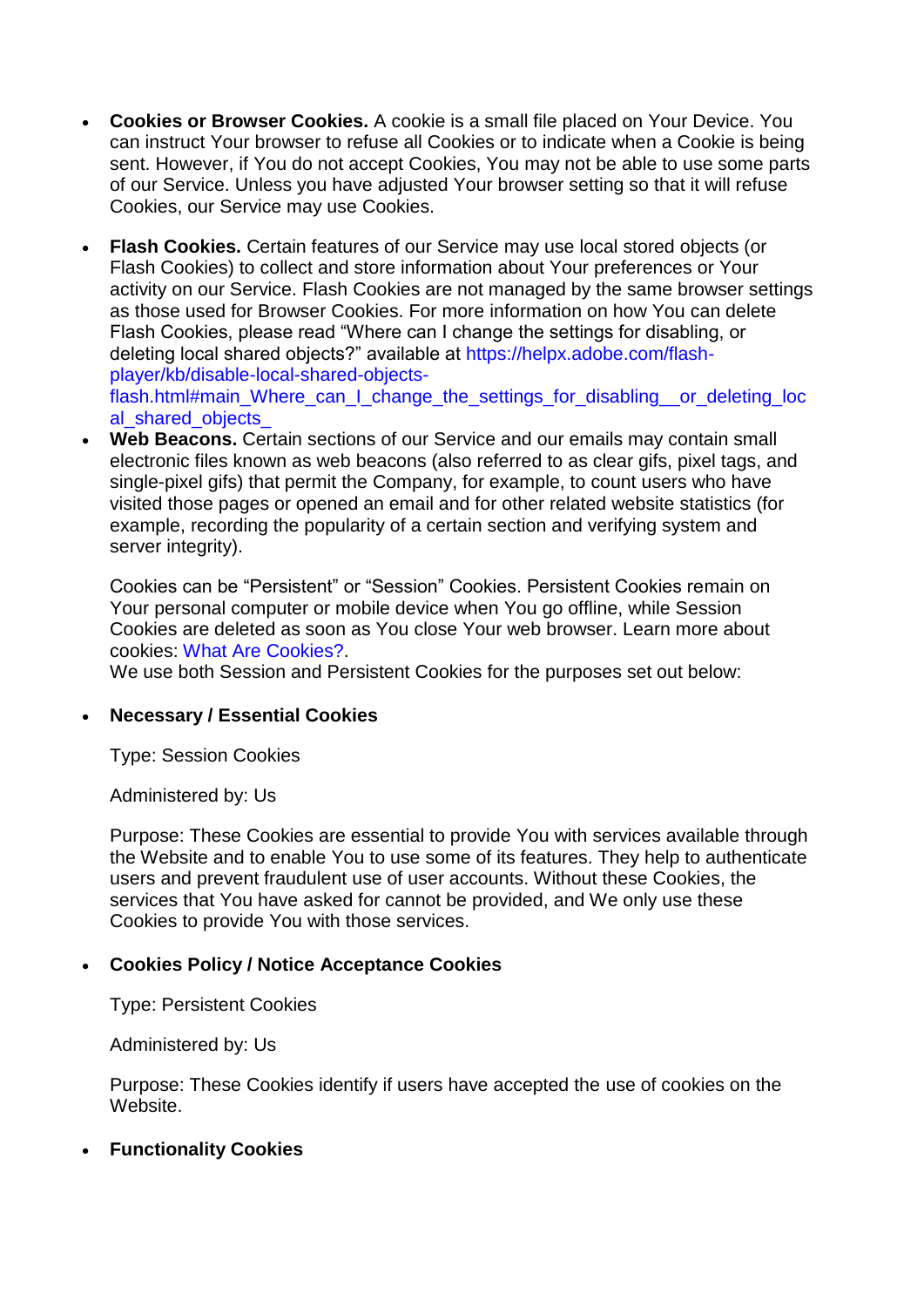- **Cookies or Browser Cookies.** A cookie is a small file placed on Your Device. You can instruct Your browser to refuse all Cookies or to indicate when a Cookie is being sent. However, if You do not accept Cookies, You may not be able to use some parts of our Service. Unless you have adjusted Your browser setting so that it will refuse Cookies, our Service may use Cookies.
- **Flash Cookies.** Certain features of our Service may use local stored objects (or Flash Cookies) to collect and store information about Your preferences or Your activity on our Service. Flash Cookies are not managed by the same browser settings as those used for Browser Cookies. For more information on how You can delete Flash Cookies, please read "Where can I change the settings for disabling, or deleting local shared objects?" available at https://helpx.adobe.com/flash-player/kb/disable-local-shared-objects-flash.html#main_Where_can_I_change_the_settings_for_disabling__or_deleting_local_shared_objects_
- **Web Beacons.** Certain sections of our Service and our emails may contain small electronic files known as web beacons (also referred to as clear gifs, pixel tags, and single-pixel gifs) that permit the Company, for example, to count users who have visited those pages or opened an email and for other related website statistics (for example, recording the popularity of a certain section and verifying system and server integrity).

  Cookies can be "Persistent" or "Session" Cookies. Persistent Cookies remain on Your personal computer or mobile device when You go offline, while Session Cookies are deleted as soon as You close Your web browser. Learn more about cookies: What Are Cookies?.
  We use both Session and Persistent Cookies for the purposes set out below:

- **Necessary / Essential Cookies**

  Type: Session Cookies

  Administered by: Us

  Purpose: These Cookies are essential to provide You with services available through the Website and to enable You to use some of its features. They help to authenticate users and prevent fraudulent use of user accounts. Without these Cookies, the services that You have asked for cannot be provided, and We only use these Cookies to provide You with those services.

- **Cookies Policy / Notice Acceptance Cookies**

  Type: Persistent Cookies

  Administered by: Us

  Purpose: These Cookies identify if users have accepted the use of cookies on the Website.

- **Functionality Cookies**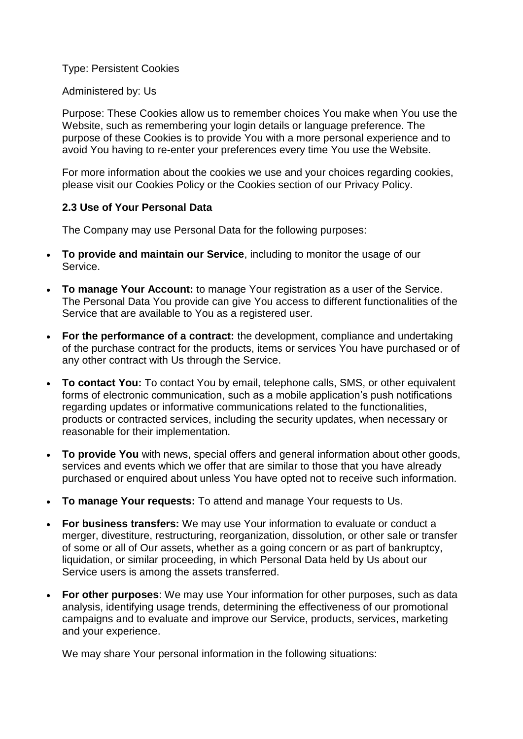Type: Persistent Cookies

Administered by: Us

Purpose: These Cookies allow us to remember choices You make when You use the Website, such as remembering your login details or language preference. The purpose of these Cookies is to provide You with a more personal experience and to avoid You having to re-enter your preferences every time You use the Website.

For more information about the cookies we use and your choices regarding cookies, please visit our Cookies Policy or the Cookies section of our Privacy Policy.

### 2.3 Use of Your Personal Data

The Company may use Personal Data for the following purposes:

- **To provide and maintain our Service**, including to monitor the usage of our Service.
- **To manage Your Account:** to manage Your registration as a user of the Service. The Personal Data You provide can give You access to different functionalities of the Service that are available to You as a registered user.
- **For the performance of a contract:** the development, compliance and undertaking of the purchase contract for the products, items or services You have purchased or of any other contract with Us through the Service.
- **To contact You:** To contact You by email, telephone calls, SMS, or other equivalent forms of electronic communication, such as a mobile application's push notifications regarding updates or informative communications related to the functionalities, products or contracted services, including the security updates, when necessary or reasonable for their implementation.
- **To provide You** with news, special offers and general information about other goods, services and events which we offer that are similar to those that you have already purchased or enquired about unless You have opted not to receive such information.
- **To manage Your requests:** To attend and manage Your requests to Us.
- **For business transfers:** We may use Your information to evaluate or conduct a merger, divestiture, restructuring, reorganization, dissolution, or other sale or transfer of some or all of Our assets, whether as a going concern or as part of bankruptcy, liquidation, or similar proceeding, in which Personal Data held by Us about our Service users is among the assets transferred.
- **For other purposes**: We may use Your information for other purposes, such as data analysis, identifying usage trends, determining the effectiveness of our promotional campaigns and to evaluate and improve our Service, products, services, marketing and your experience.

We may share Your personal information in the following situations: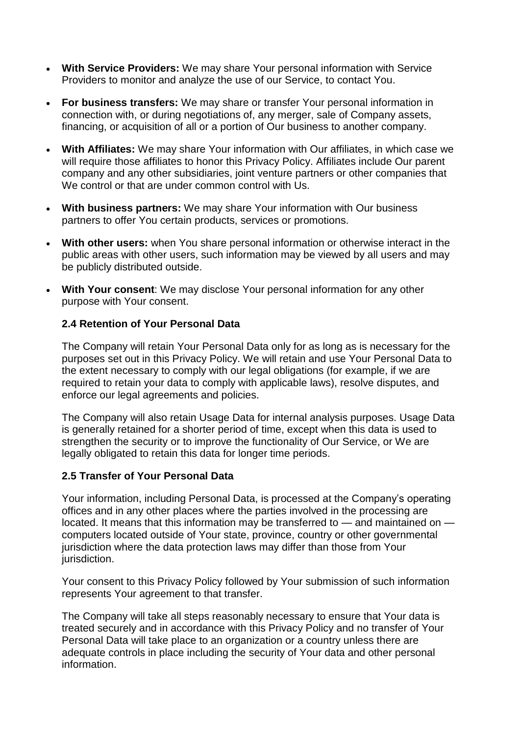- **With Service Providers:** We may share Your personal information with Service Providers to monitor and analyze the use of our Service, to contact You.
- **For business transfers:** We may share or transfer Your personal information in connection with, or during negotiations of, any merger, sale of Company assets, financing, or acquisition of all or a portion of Our business to another company.
- **With Affiliates:** We may share Your information with Our affiliates, in which case we will require those affiliates to honor this Privacy Policy. Affiliates include Our parent company and any other subsidiaries, joint venture partners or other companies that We control or that are under common control with Us.
- **With business partners:** We may share Your information with Our business partners to offer You certain products, services or promotions.
- **With other users:** when You share personal information or otherwise interact in the public areas with other users, such information may be viewed by all users and may be publicly distributed outside.
- **With Your consent**: We may disclose Your personal information for any other purpose with Your consent.

### 2.4 Retention of Your Personal Data

The Company will retain Your Personal Data only for as long as is necessary for the purposes set out in this Privacy Policy. We will retain and use Your Personal Data to the extent necessary to comply with our legal obligations (for example, if we are required to retain your data to comply with applicable laws), resolve disputes, and enforce our legal agreements and policies.

The Company will also retain Usage Data for internal analysis purposes. Usage Data is generally retained for a shorter period of time, except when this data is used to strengthen the security or to improve the functionality of Our Service, or We are legally obligated to retain this data for longer time periods.

### 2.5 Transfer of Your Personal Data

Your information, including Personal Data, is processed at the Company's operating offices and in any other places where the parties involved in the processing are located. It means that this information may be transferred to — and maintained on — computers located outside of Your state, province, country or other governmental jurisdiction where the data protection laws may differ than those from Your jurisdiction.

Your consent to this Privacy Policy followed by Your submission of such information represents Your agreement to that transfer.

The Company will take all steps reasonably necessary to ensure that Your data is treated securely and in accordance with this Privacy Policy and no transfer of Your Personal Data will take place to an organization or a country unless there are adequate controls in place including the security of Your data and other personal information.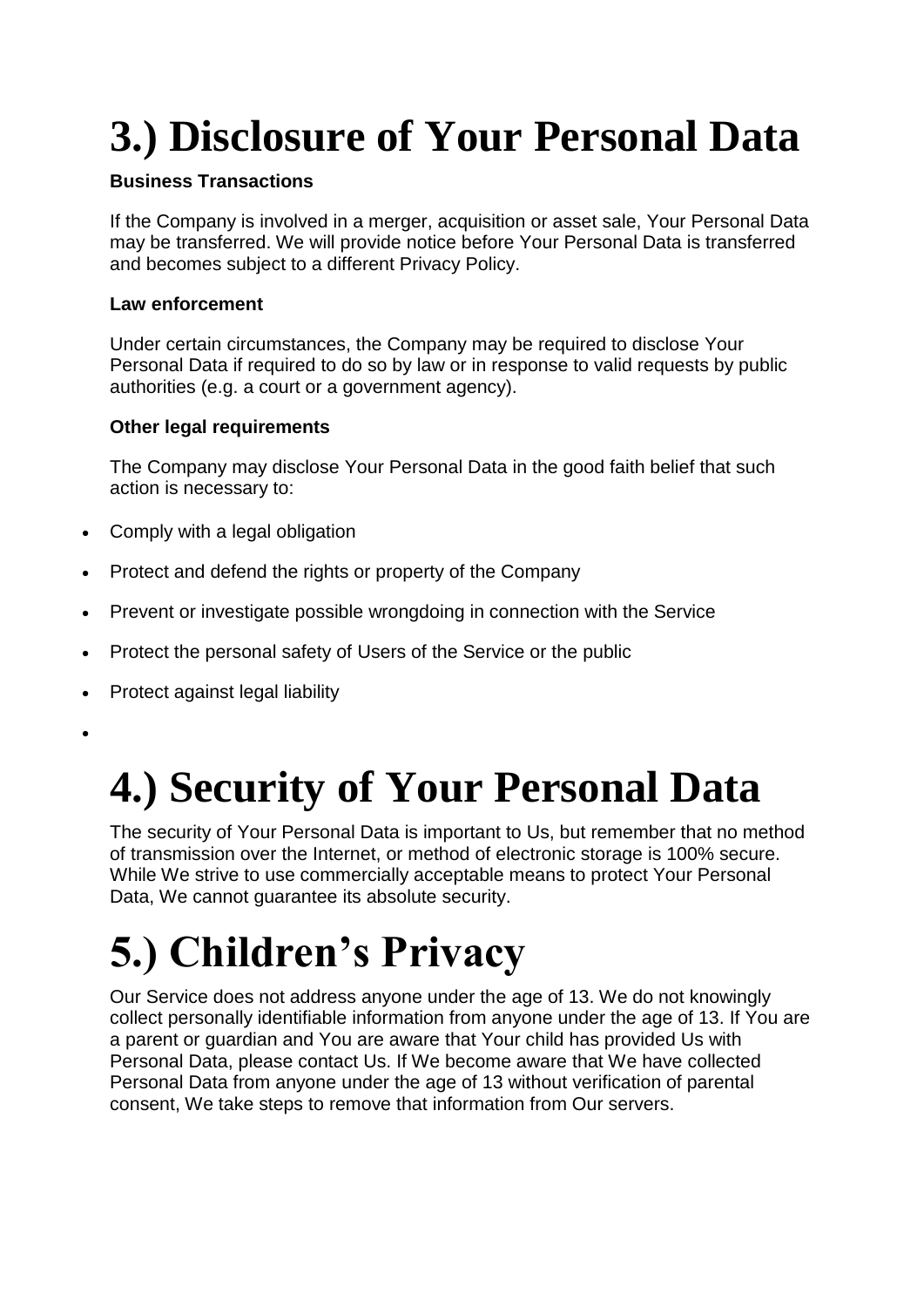# 3.) Disclosure of Your Personal Data

**Business Transactions**

If the Company is involved in a merger, acquisition or asset sale, Your Personal Data may be transferred. We will provide notice before Your Personal Data is transferred and becomes subject to a different Privacy Policy.

**Law enforcement**

Under certain circumstances, the Company may be required to disclose Your Personal Data if required to do so by law or in response to valid requests by public authorities (e.g. a court or a government agency).

**Other legal requirements**

The Company may disclose Your Personal Data in the good faith belief that such action is necessary to:

- Comply with a legal obligation
- Protect and defend the rights or property of the Company
- Prevent or investigate possible wrongdoing in connection with the Service
- Protect the personal safety of Users of the Service or the public
- Protect against legal liability

# 4.) Security of Your Personal Data

The security of Your Personal Data is important to Us, but remember that no method of transmission over the Internet, or method of electronic storage is 100% secure. While We strive to use commercially acceptable means to protect Your Personal Data, We cannot guarantee its absolute security.

# 5.) Children's Privacy

Our Service does not address anyone under the age of 13. We do not knowingly collect personally identifiable information from anyone under the age of 13. If You are a parent or guardian and You are aware that Your child has provided Us with Personal Data, please contact Us. If We become aware that We have collected Personal Data from anyone under the age of 13 without verification of parental consent, We take steps to remove that information from Our servers.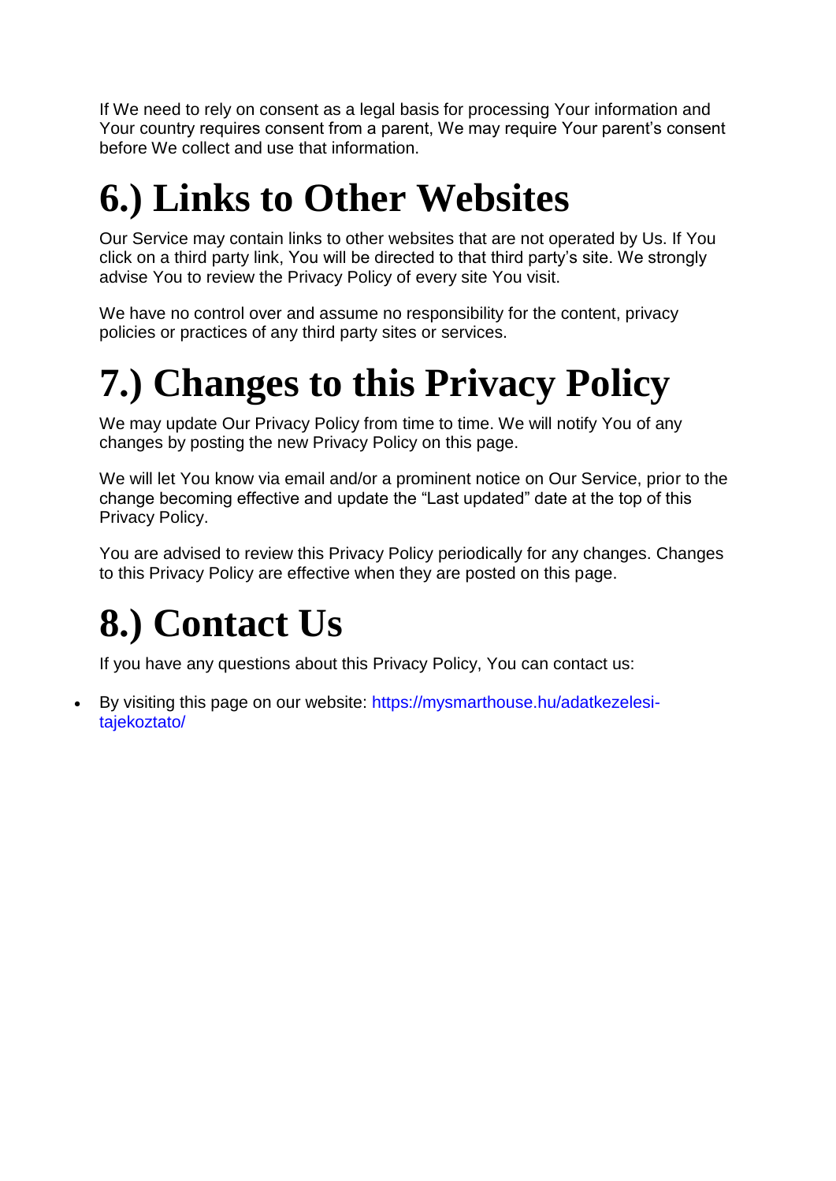If We need to rely on consent as a legal basis for processing Your information and Your country requires consent from a parent, We may require Your parent's consent before We collect and use that information.

# 6.) Links to Other Websites

Our Service may contain links to other websites that are not operated by Us. If You click on a third party link, You will be directed to that third party's site. We strongly advise You to review the Privacy Policy of every site You visit.

We have no control over and assume no responsibility for the content, privacy policies or practices of any third party sites or services.

# 7.) Changes to this Privacy Policy

We may update Our Privacy Policy from time to time. We will notify You of any changes by posting the new Privacy Policy on this page.

We will let You know via email and/or a prominent notice on Our Service, prior to the change becoming effective and update the "Last updated" date at the top of this Privacy Policy.

You are advised to review this Privacy Policy periodically for any changes. Changes to this Privacy Policy are effective when they are posted on this page.

# 8.) Contact Us

If you have any questions about this Privacy Policy, You can contact us:

- By visiting this page on our website: https://mysmarthouse.hu/adatkezelesi-tajekoztato/